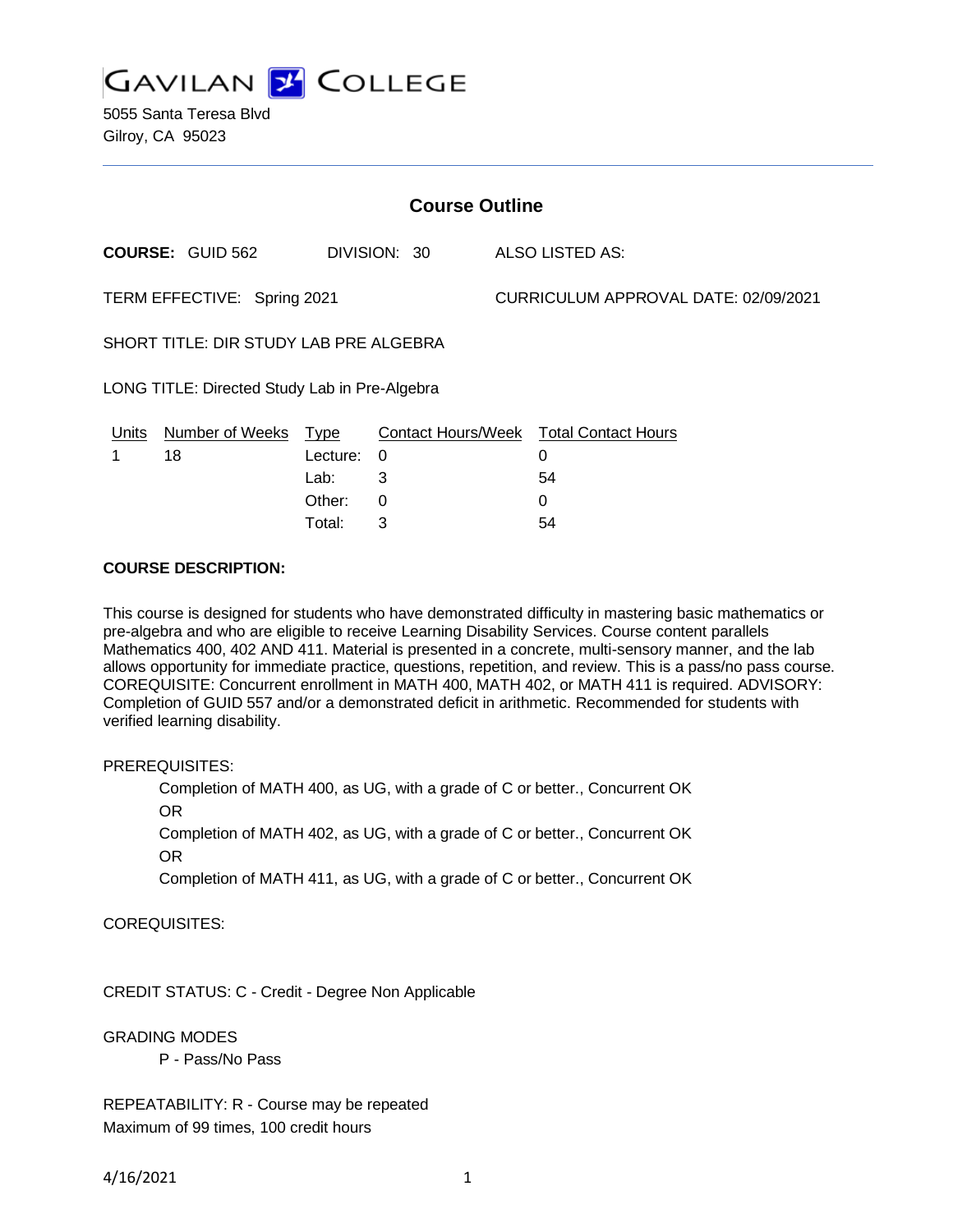# GAVILAN COLLEGE

5055 Santa Teresa Blvd
Gilroy, CA 95023

## Course Outline

**COURSE:** GUID 562 DIVISION: 30 ALSO LISTED AS:

TERM EFFECTIVE: Spring 2021 CURRICULUM APPROVAL DATE: 02/09/2021

SHORT TITLE: DIR STUDY LAB PRE ALGEBRA

LONG TITLE: Directed Study Lab in Pre-Algebra

| Units | Number of Weeks | Type | Contact Hours/Week | Total Contact Hours |
|---|---|---|---|---|
| 1 | 18 | Lecture: | 0 | 0 |
| | | Lab: | 3 | 54 |
| | | Other: | 0 | 0 |
| | | Total: | 3 | 54 |

**COURSE DESCRIPTION:**

This course is designed for students who have demonstrated difficulty in mastering basic mathematics or pre-algebra and who are eligible to receive Learning Disability Services. Course content parallels Mathematics 400, 402 AND 411. Material is presented in a concrete, multi-sensory manner, and the lab allows opportunity for immediate practice, questions, repetition, and review. This is a pass/no pass course. COREQUISITE: Concurrent enrollment in MATH 400, MATH 402, or MATH 411 is required. ADVISORY: Completion of GUID 557 and/or a demonstrated deficit in arithmetic. Recommended for students with verified learning disability.

PREREQUISITES:

Completion of MATH 400, as UG, with a grade of C or better., Concurrent OK
OR
Completion of MATH 402, as UG, with a grade of C or better., Concurrent OK
OR
Completion of MATH 411, as UG, with a grade of C or better., Concurrent OK

COREQUISITES:

CREDIT STATUS: C - Credit - Degree Non Applicable

GRADING MODES

P - Pass/No Pass

REPEATABILITY: R - Course may be repeated
Maximum of 99 times, 100 credit hours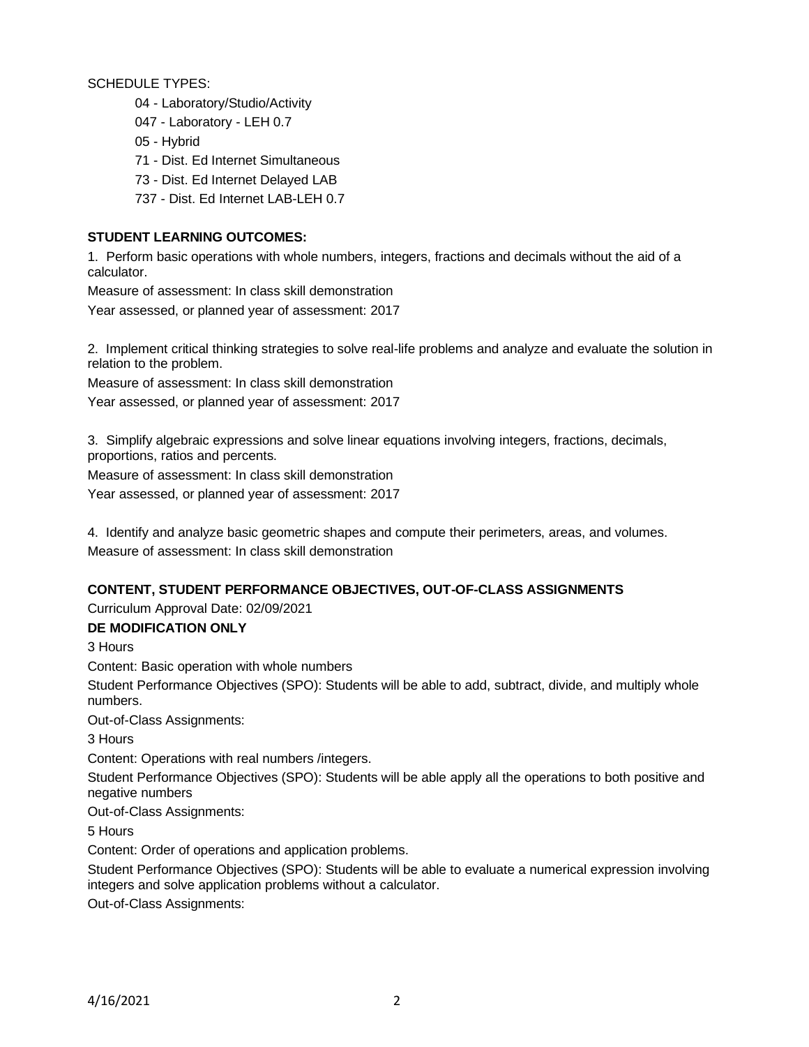SCHEDULE TYPES:

- 04 - Laboratory/Studio/Activity
- 047 - Laboratory - LEH 0.7
- 05 - Hybrid
- 71 - Dist. Ed Internet Simultaneous
- 73 - Dist. Ed Internet Delayed LAB
- 737 - Dist. Ed Internet LAB-LEH 0.7

**STUDENT LEARNING OUTCOMES:**

1. Perform basic operations with whole numbers, integers, fractions and decimals without the aid of a calculator.

Measure of assessment: In class skill demonstration

Year assessed, or planned year of assessment: 2017

2. Implement critical thinking strategies to solve real-life problems and analyze and evaluate the solution in relation to the problem.

Measure of assessment: In class skill demonstration

Year assessed, or planned year of assessment: 2017

3. Simplify algebraic expressions and solve linear equations involving integers, fractions, decimals, proportions, ratios and percents.

Measure of assessment: In class skill demonstration

Year assessed, or planned year of assessment: 2017

4. Identify and analyze basic geometric shapes and compute their perimeters, areas, and volumes.

Measure of assessment: In class skill demonstration

**CONTENT, STUDENT PERFORMANCE OBJECTIVES, OUT-OF-CLASS ASSIGNMENTS**

Curriculum Approval Date: 02/09/2021

**DE MODIFICATION ONLY**

3 Hours

Content: Basic operation with whole numbers

Student Performance Objectives (SPO): Students will be able to add, subtract, divide, and multiply whole numbers.

Out-of-Class Assignments:

3 Hours

Content: Operations with real numbers /integers.

Student Performance Objectives (SPO): Students will be able apply all the operations to both positive and negative numbers

Out-of-Class Assignments:

5 Hours

Content: Order of operations and application problems.

Student Performance Objectives (SPO): Students will be able to evaluate a numerical expression involving integers and solve application problems without a calculator.

Out-of-Class Assignments: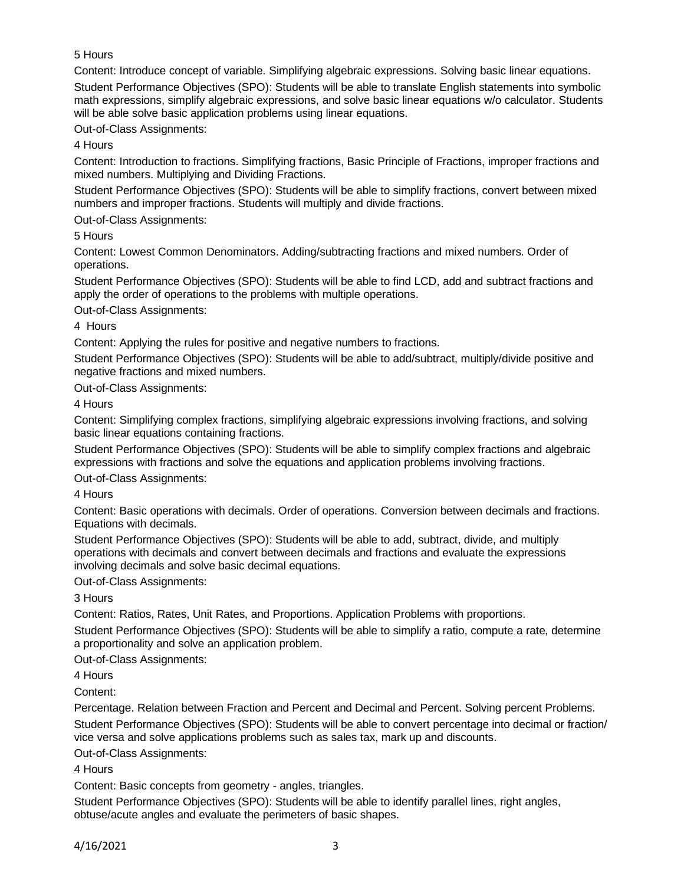5 Hours

Content: Introduce concept of variable. Simplifying algebraic expressions. Solving basic linear equations.

Student Performance Objectives (SPO): Students will be able to translate English statements into symbolic math expressions, simplify algebraic expressions, and solve basic linear equations w/o calculator. Students will be able solve basic application problems using linear equations.

Out-of-Class Assignments:

4 Hours

Content: Introduction to fractions. Simplifying fractions, Basic Principle of Fractions, improper fractions and mixed numbers. Multiplying and Dividing Fractions.

Student Performance Objectives (SPO): Students will be able to simplify fractions, convert between mixed numbers and improper fractions. Students will multiply and divide fractions.

Out-of-Class Assignments:

5 Hours

Content: Lowest Common Denominators. Adding/subtracting fractions and mixed numbers. Order of operations.

Student Performance Objectives (SPO): Students will be able to find LCD, add and subtract fractions and apply the order of operations to the problems with multiple operations.

Out-of-Class Assignments:

4 Hours

Content: Applying the rules for positive and negative numbers to fractions.

Student Performance Objectives (SPO): Students will be able to add/subtract, multiply/divide positive and negative fractions and mixed numbers.

Out-of-Class Assignments:

4 Hours

Content: Simplifying complex fractions, simplifying algebraic expressions involving fractions, and solving basic linear equations containing fractions.

Student Performance Objectives (SPO): Students will be able to simplify complex fractions and algebraic expressions with fractions and solve the equations and application problems involving fractions.

Out-of-Class Assignments:

4 Hours

Content: Basic operations with decimals. Order of operations. Conversion between decimals and fractions. Equations with decimals.

Student Performance Objectives (SPO): Students will be able to add, subtract, divide, and multiply operations with decimals and convert between decimals and fractions and evaluate the expressions involving decimals and solve basic decimal equations.

Out-of-Class Assignments:

3 Hours

Content: Ratios, Rates, Unit Rates, and Proportions. Application Problems with proportions.

Student Performance Objectives (SPO): Students will be able to simplify a ratio, compute a rate, determine a proportionality and solve an application problem.

Out-of-Class Assignments:

4 Hours

Content:

Percentage. Relation between Fraction and Percent and Decimal and Percent. Solving percent Problems.

Student Performance Objectives (SPO): Students will be able to convert percentage into decimal or fraction/ vice versa and solve applications problems such as sales tax, mark up and discounts.

Out-of-Class Assignments:

4 Hours

Content: Basic concepts from geometry - angles, triangles.

Student Performance Objectives (SPO): Students will be able to identify parallel lines, right angles, obtuse/acute angles and evaluate the perimeters of basic shapes.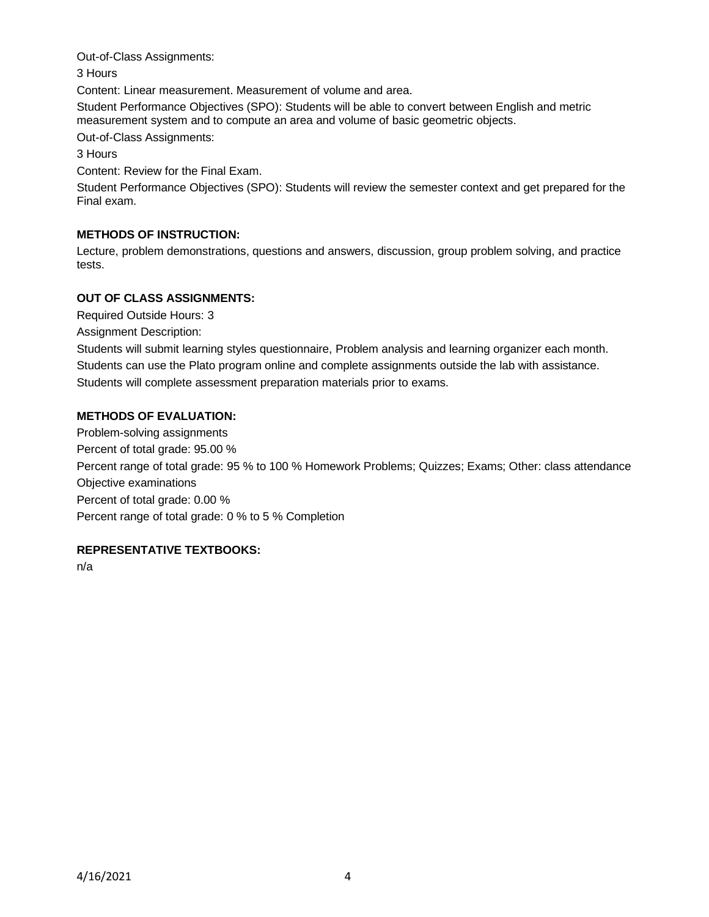Out-of-Class Assignments:

3 Hours

Content: Linear measurement. Measurement of volume and area.

Student Performance Objectives (SPO): Students will be able to convert between English and metric measurement system and to compute an area and volume of basic geometric objects.

Out-of-Class Assignments:

3 Hours

Content: Review for the Final Exam.

Student Performance Objectives (SPO): Students will review the semester context and get prepared for the Final exam.

**METHODS OF INSTRUCTION:**

Lecture, problem demonstrations, questions and answers, discussion, group problem solving, and practice tests.

**OUT OF CLASS ASSIGNMENTS:**

Required Outside Hours: 3

Assignment Description:

Students will submit learning styles questionnaire, Problem analysis and learning organizer each month.

Students can use the Plato program online and complete assignments outside the lab with assistance.

Students will complete assessment preparation materials prior to exams.

**METHODS OF EVALUATION:**

Problem-solving assignments

Percent of total grade: 95.00 %

Percent range of total grade: 95 % to 100 % Homework Problems; Quizzes; Exams; Other: class attendance

Objective examinations

Percent of total grade: 0.00 %

Percent range of total grade: 0 % to 5 % Completion

**REPRESENTATIVE TEXTBOOKS:**

n/a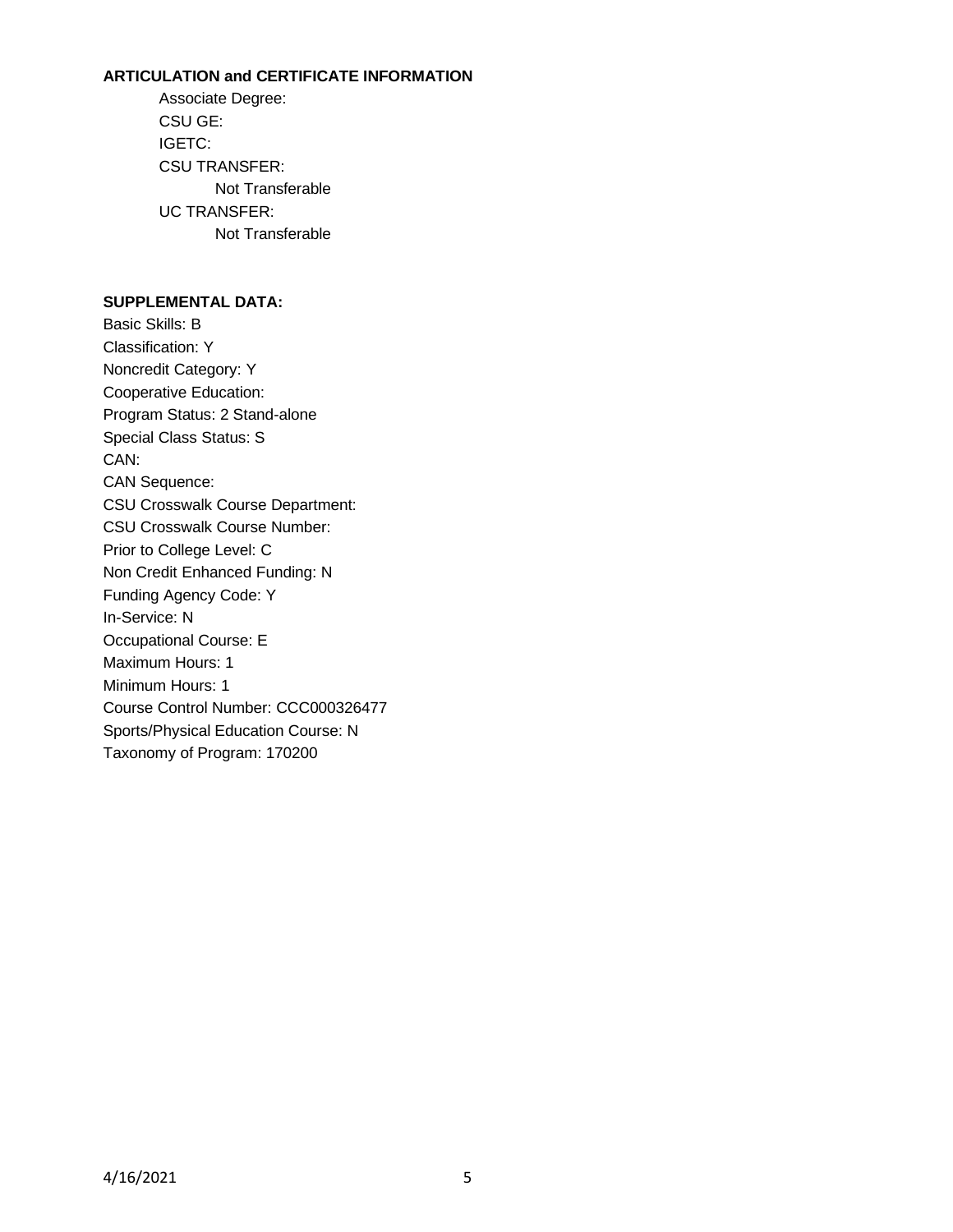**ARTICULATION and CERTIFICATE INFORMATION**

Associate Degree:

CSU GE:

IGETC:

CSU TRANSFER:

Not Transferable

UC TRANSFER:

Not Transferable

**SUPPLEMENTAL DATA:**

Basic Skills: B

Classification: Y

Noncredit Category: Y

Cooperative Education:

Program Status: 2 Stand-alone

Special Class Status: S

CAN:

CAN Sequence:

CSU Crosswalk Course Department:

CSU Crosswalk Course Number:

Prior to College Level: C

Non Credit Enhanced Funding: N

Funding Agency Code: Y

In-Service: N

Occupational Course: E

Maximum Hours: 1

Minimum Hours: 1

Course Control Number: CCC000326477

Sports/Physical Education Course: N

Taxonomy of Program: 170200